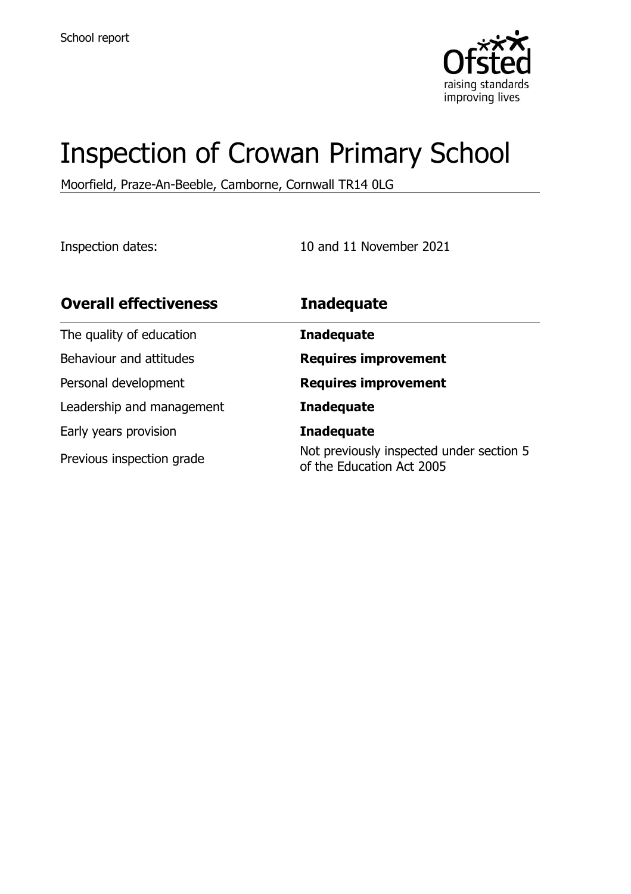School report

# Inspection of Crowan Primary School

Moorfield, Praze-An-Beeble, Camborne, Cornwall TR14 0LG

Inspection dates: 10 and 11 November 2021

| **Overall effectiveness** | **Inadequate** |
| --- | --- |
| The quality of education | **Inadequate** |
| Behaviour and attitudes | **Requires improvement** |
| Personal development | **Requires improvement** |
| Leadership and management | **Inadequate** |
| Early years provision | **Inadequate** |
| Previous inspection grade | Not previously inspected under section 5 of the Education Act 2005 |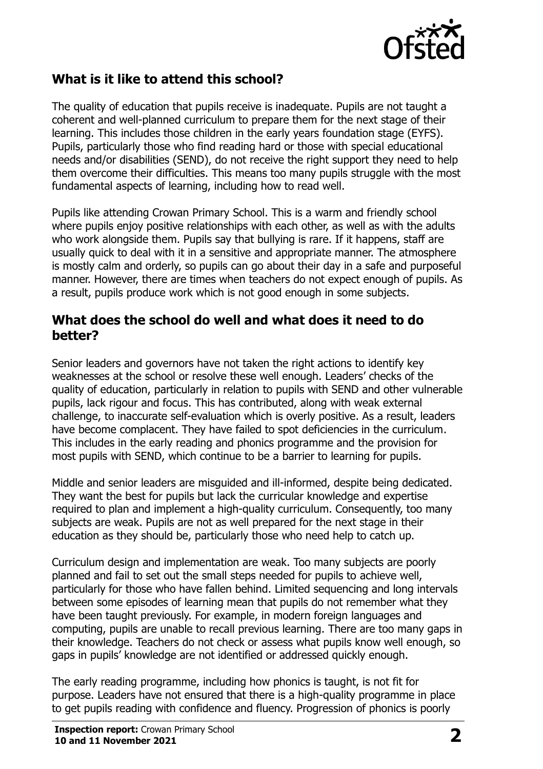## What is it like to attend this school?

The quality of education that pupils receive is inadequate. Pupils are not taught a coherent and well-planned curriculum to prepare them for the next stage of their learning. This includes those children in the early years foundation stage (EYFS). Pupils, particularly those who find reading hard or those with special educational needs and/or disabilities (SEND), do not receive the right support they need to help them overcome their difficulties. This means too many pupils struggle with the most fundamental aspects of learning, including how to read well.

Pupils like attending Crowan Primary School. This is a warm and friendly school where pupils enjoy positive relationships with each other, as well as with the adults who work alongside them. Pupils say that bullying is rare. If it happens, staff are usually quick to deal with it in a sensitive and appropriate manner. The atmosphere is mostly calm and orderly, so pupils can go about their day in a safe and purposeful manner. However, there are times when teachers do not expect enough of pupils. As a result, pupils produce work which is not good enough in some subjects.

## What does the school do well and what does it need to do better?

Senior leaders and governors have not taken the right actions to identify key weaknesses at the school or resolve these well enough. Leaders' checks of the quality of education, particularly in relation to pupils with SEND and other vulnerable pupils, lack rigour and focus. This has contributed, along with weak external challenge, to inaccurate self-evaluation which is overly positive. As a result, leaders have become complacent. They have failed to spot deficiencies in the curriculum. This includes in the early reading and phonics programme and the provision for most pupils with SEND, which continue to be a barrier to learning for pupils.

Middle and senior leaders are misguided and ill-informed, despite being dedicated. They want the best for pupils but lack the curricular knowledge and expertise required to plan and implement a high-quality curriculum. Consequently, too many subjects are weak. Pupils are not as well prepared for the next stage in their education as they should be, particularly those who need help to catch up.

Curriculum design and implementation are weak. Too many subjects are poorly planned and fail to set out the small steps needed for pupils to achieve well, particularly for those who have fallen behind. Limited sequencing and long intervals between some episodes of learning mean that pupils do not remember what they have been taught previously. For example, in modern foreign languages and computing, pupils are unable to recall previous learning. There are too many gaps in their knowledge. Teachers do not check or assess what pupils know well enough, so gaps in pupils' knowledge are not identified or addressed quickly enough.

The early reading programme, including how phonics is taught, is not fit for purpose. Leaders have not ensured that there is a high-quality programme in place to get pupils reading with confidence and fluency. Progression of phonics is poorly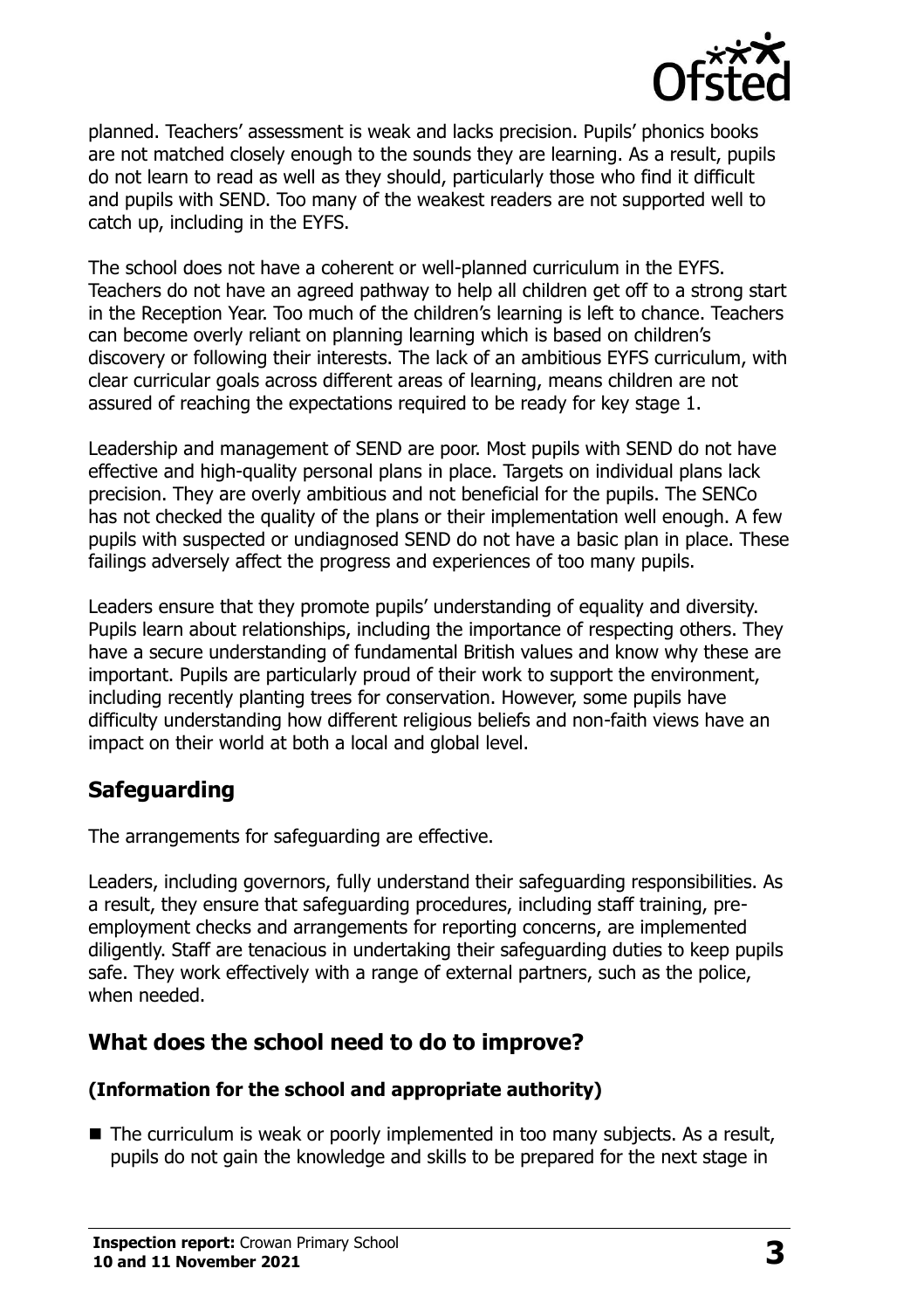planned. Teachers' assessment is weak and lacks precision. Pupils' phonics books are not matched closely enough to the sounds they are learning. As a result, pupils do not learn to read as well as they should, particularly those who find it difficult and pupils with SEND. Too many of the weakest readers are not supported well to catch up, including in the EYFS.

The school does not have a coherent or well-planned curriculum in the EYFS. Teachers do not have an agreed pathway to help all children get off to a strong start in the Reception Year. Too much of the children's learning is left to chance. Teachers can become overly reliant on planning learning which is based on children's discovery or following their interests. The lack of an ambitious EYFS curriculum, with clear curricular goals across different areas of learning, means children are not assured of reaching the expectations required to be ready for key stage 1.

Leadership and management of SEND are poor. Most pupils with SEND do not have effective and high-quality personal plans in place. Targets on individual plans lack precision. They are overly ambitious and not beneficial for the pupils. The SENCo has not checked the quality of the plans or their implementation well enough. A few pupils with suspected or undiagnosed SEND do not have a basic plan in place. These failings adversely affect the progress and experiences of too many pupils.

Leaders ensure that they promote pupils' understanding of equality and diversity. Pupils learn about relationships, including the importance of respecting others. They have a secure understanding of fundamental British values and know why these are important. Pupils are particularly proud of their work to support the environment, including recently planting trees for conservation. However, some pupils have difficulty understanding how different religious beliefs and non-faith views have an impact on their world at both a local and global level.

## Safeguarding

The arrangements for safeguarding are effective.

Leaders, including governors, fully understand their safeguarding responsibilities. As a result, they ensure that safeguarding procedures, including staff training, pre-employment checks and arrangements for reporting concerns, are implemented diligently. Staff are tenacious in undertaking their safeguarding duties to keep pupils safe. They work effectively with a range of external partners, such as the police, when needed.

## What does the school need to do to improve?

### (Information for the school and appropriate authority)

- The curriculum is weak or poorly implemented in too many subjects. As a result, pupils do not gain the knowledge and skills to be prepared for the next stage in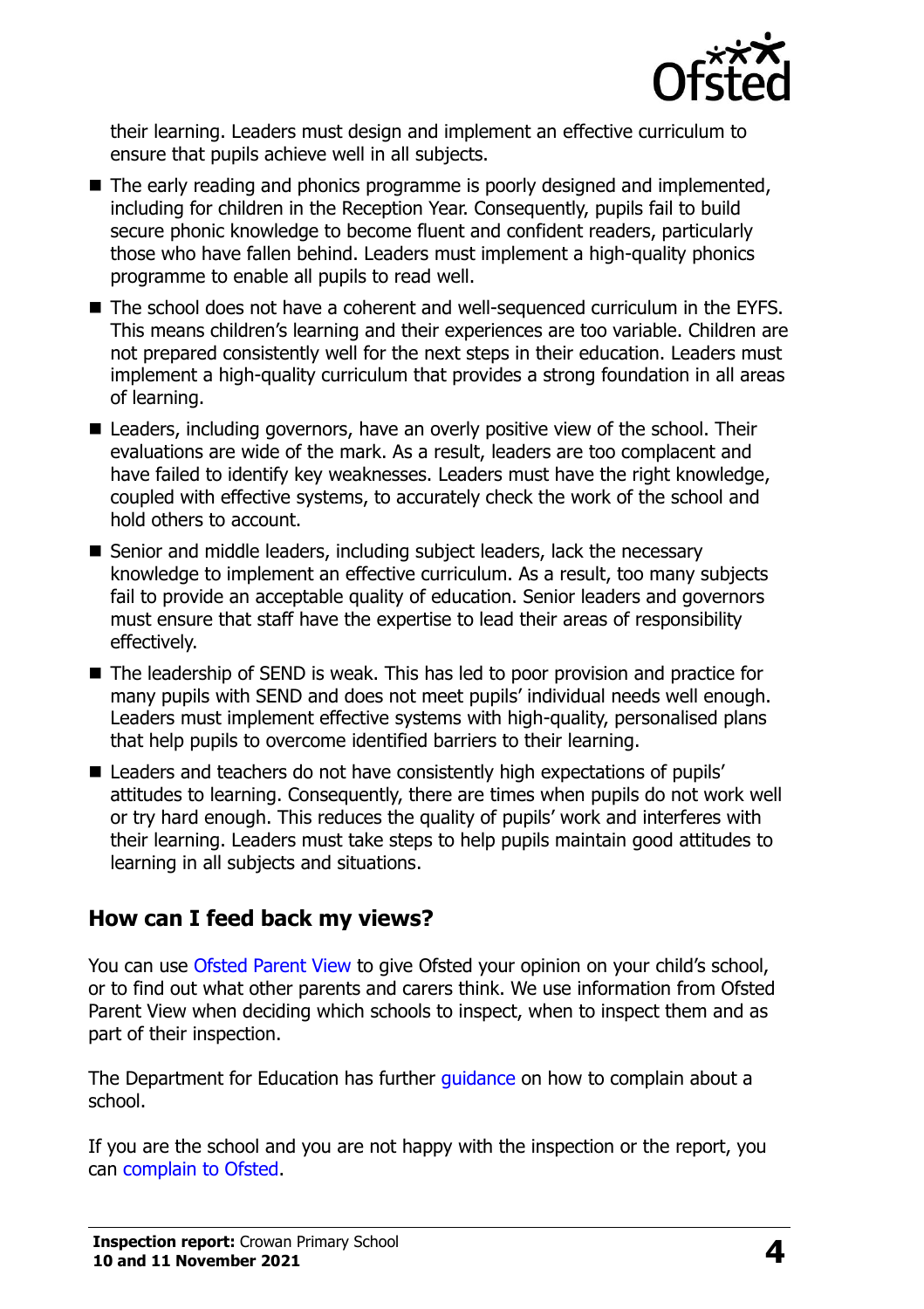their learning. Leaders must design and implement an effective curriculum to ensure that pupils achieve well in all subjects.

- The early reading and phonics programme is poorly designed and implemented, including for children in the Reception Year. Consequently, pupils fail to build secure phonic knowledge to become fluent and confident readers, particularly those who have fallen behind. Leaders must implement a high-quality phonics programme to enable all pupils to read well.
- The school does not have a coherent and well-sequenced curriculum in the EYFS. This means children's learning and their experiences are too variable. Children are not prepared consistently well for the next steps in their education. Leaders must implement a high-quality curriculum that provides a strong foundation in all areas of learning.
- Leaders, including governors, have an overly positive view of the school. Their evaluations are wide of the mark. As a result, leaders are too complacent and have failed to identify key weaknesses. Leaders must have the right knowledge, coupled with effective systems, to accurately check the work of the school and hold others to account.
- Senior and middle leaders, including subject leaders, lack the necessary knowledge to implement an effective curriculum. As a result, too many subjects fail to provide an acceptable quality of education. Senior leaders and governors must ensure that staff have the expertise to lead their areas of responsibility effectively.
- The leadership of SEND is weak. This has led to poor provision and practice for many pupils with SEND and does not meet pupils' individual needs well enough. Leaders must implement effective systems with high-quality, personalised plans that help pupils to overcome identified barriers to their learning.
- Leaders and teachers do not have consistently high expectations of pupils' attitudes to learning. Consequently, there are times when pupils do not work well or try hard enough. This reduces the quality of pupils' work and interferes with their learning. Leaders must take steps to help pupils maintain good attitudes to learning in all subjects and situations.

## How can I feed back my views?

You can use Ofsted Parent View to give Ofsted your opinion on your child's school, or to find out what other parents and carers think. We use information from Ofsted Parent View when deciding which schools to inspect, when to inspect them and as part of their inspection.

The Department for Education has further guidance on how to complain about a school.

If you are the school and you are not happy with the inspection or the report, you can complain to Ofsted.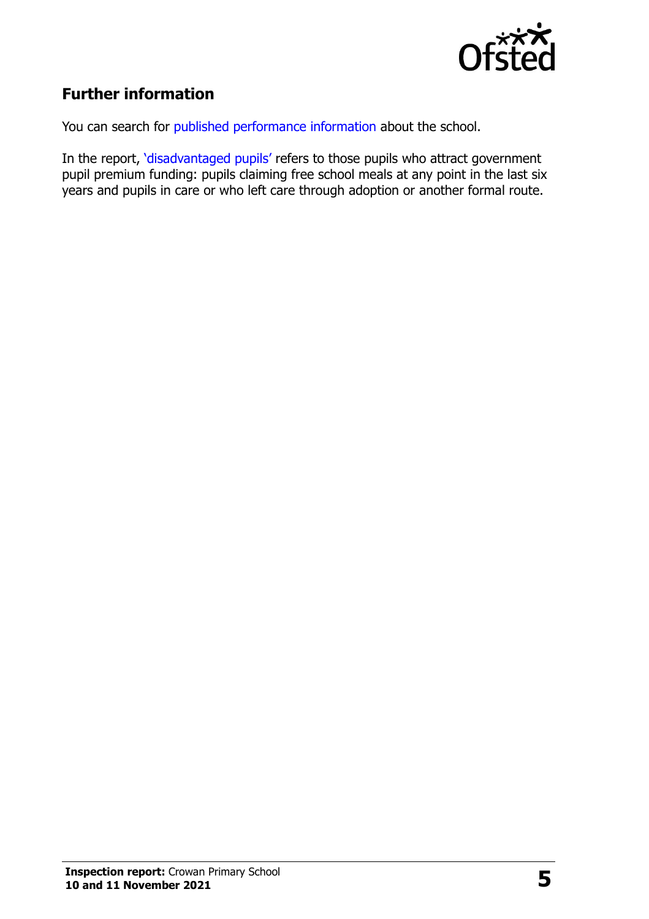## Further information

You can search for published performance information about the school.

In the report, 'disadvantaged pupils' refers to those pupils who attract government pupil premium funding: pupils claiming free school meals at any point in the last six years and pupils in care or who left care through adoption or another formal route.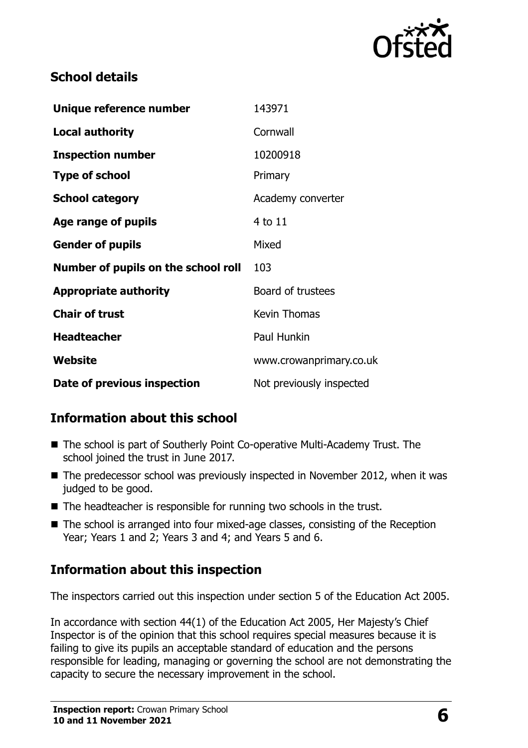## School details

| | |
|---|---|
| **Unique reference number** | 143971 |
| **Local authority** | Cornwall |
| **Inspection number** | 10200918 |
| **Type of school** | Primary |
| **School category** | Academy converter |
| **Age range of pupils** | 4 to 11 |
| **Gender of pupils** | Mixed |
| **Number of pupils on the school roll** | 103 |
| **Appropriate authority** | Board of trustees |
| **Chair of trust** | Kevin Thomas |
| **Headteacher** | Paul Hunkin |
| **Website** | www.crowanprimary.co.uk |
| **Date of previous inspection** | Not previously inspected |

## Information about this school

- The school is part of Southerly Point Co-operative Multi-Academy Trust. The school joined the trust in June 2017.
- The predecessor school was previously inspected in November 2012, when it was judged to be good.
- The headteacher is responsible for running two schools in the trust.
- The school is arranged into four mixed-age classes, consisting of the Reception Year; Years 1 and 2; Years 3 and 4; and Years 5 and 6.

## Information about this inspection

The inspectors carried out this inspection under section 5 of the Education Act 2005.

In accordance with section 44(1) of the Education Act 2005, Her Majesty's Chief Inspector is of the opinion that this school requires special measures because it is failing to give its pupils an acceptable standard of education and the persons responsible for leading, managing or governing the school are not demonstrating the capacity to secure the necessary improvement in the school.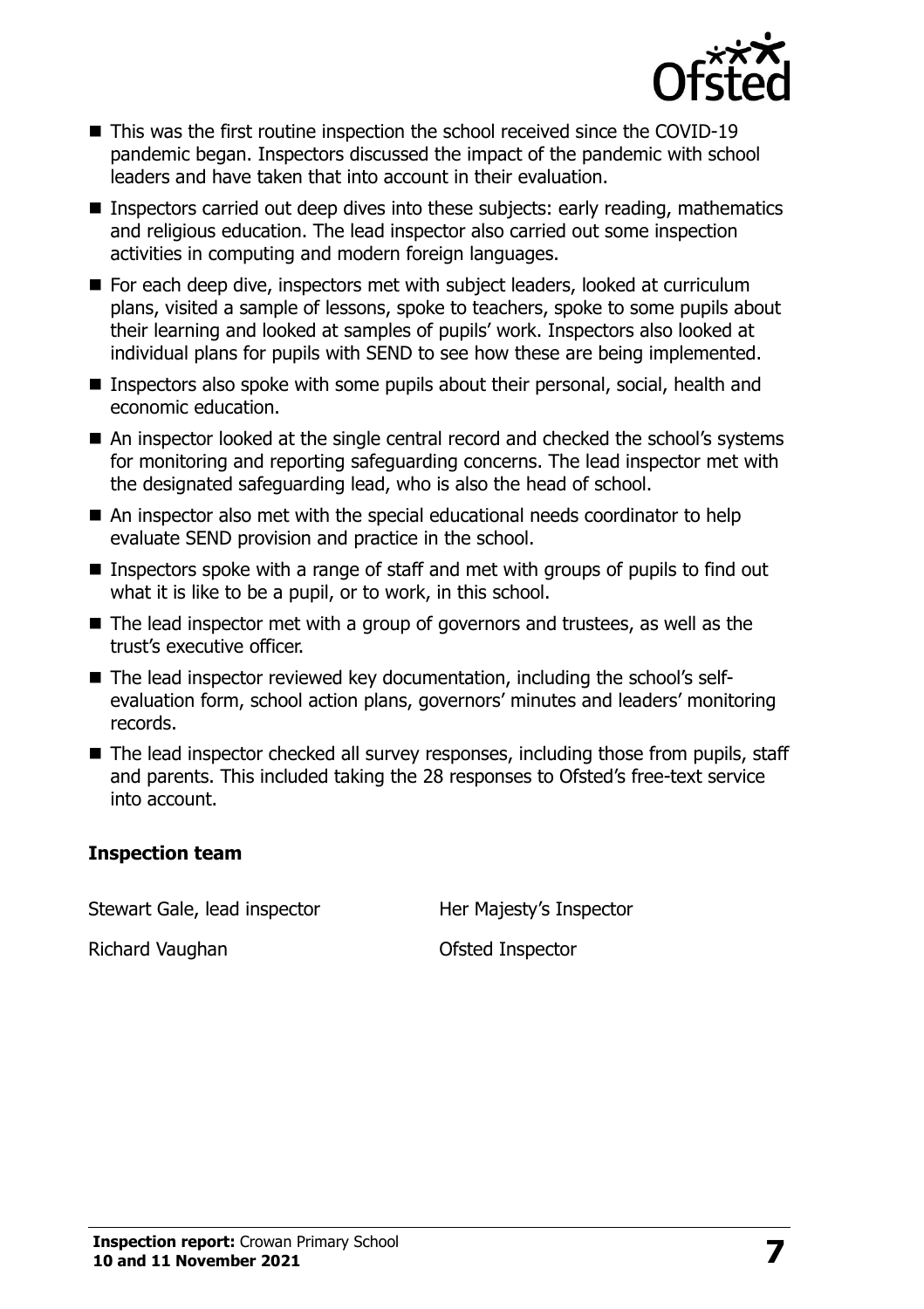- This was the first routine inspection the school received since the COVID-19 pandemic began. Inspectors discussed the impact of the pandemic with school leaders and have taken that into account in their evaluation.
- Inspectors carried out deep dives into these subjects: early reading, mathematics and religious education. The lead inspector also carried out some inspection activities in computing and modern foreign languages.
- For each deep dive, inspectors met with subject leaders, looked at curriculum plans, visited a sample of lessons, spoke to teachers, spoke to some pupils about their learning and looked at samples of pupils' work. Inspectors also looked at individual plans for pupils with SEND to see how these are being implemented.
- Inspectors also spoke with some pupils about their personal, social, health and economic education.
- An inspector looked at the single central record and checked the school's systems for monitoring and reporting safeguarding concerns. The lead inspector met with the designated safeguarding lead, who is also the head of school.
- An inspector also met with the special educational needs coordinator to help evaluate SEND provision and practice in the school.
- Inspectors spoke with a range of staff and met with groups of pupils to find out what it is like to be a pupil, or to work, in this school.
- The lead inspector met with a group of governors and trustees, as well as the trust's executive officer.
- The lead inspector reviewed key documentation, including the school's self-evaluation form, school action plans, governors' minutes and leaders' monitoring records.
- The lead inspector checked all survey responses, including those from pupils, staff and parents. This included taking the 28 responses to Ofsted's free-text service into account.

### Inspection team

| | |
|---|---|
| Stewart Gale, lead inspector | Her Majesty's Inspector |
| Richard Vaughan | Ofsted Inspector |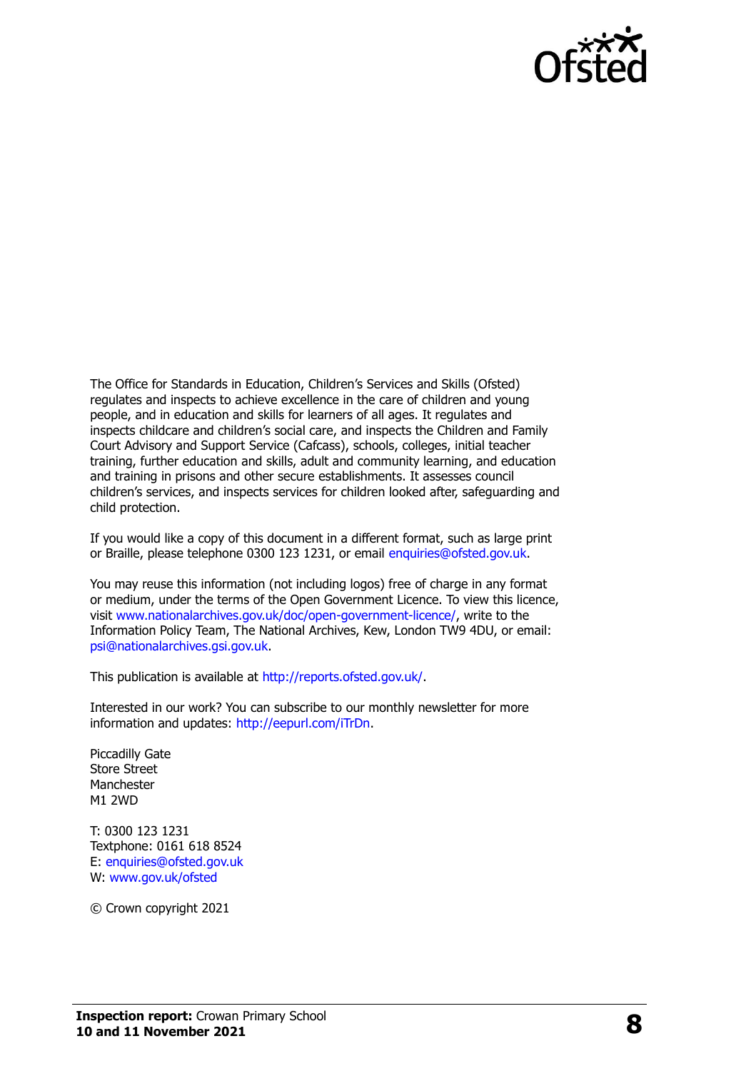The Office for Standards in Education, Children's Services and Skills (Ofsted) regulates and inspects to achieve excellence in the care of children and young people, and in education and skills for learners of all ages. It regulates and inspects childcare and children's social care, and inspects the Children and Family Court Advisory and Support Service (Cafcass), schools, colleges, initial teacher training, further education and skills, adult and community learning, and education and training in prisons and other secure establishments. It assesses council children's services, and inspects services for children looked after, safeguarding and child protection.

If you would like a copy of this document in a different format, such as large print or Braille, please telephone 0300 123 1231, or email enquiries@ofsted.gov.uk.

You may reuse this information (not including logos) free of charge in any format or medium, under the terms of the Open Government Licence. To view this licence, visit www.nationalarchives.gov.uk/doc/open-government-licence/, write to the Information Policy Team, The National Archives, Kew, London TW9 4DU, or email: psi@nationalarchives.gsi.gov.uk.

This publication is available at http://reports.ofsted.gov.uk/.

Interested in our work? You can subscribe to our monthly newsletter for more information and updates: http://eepurl.com/iTrDn.

Piccadilly Gate
Store Street
Manchester
M1 2WD

T: 0300 123 1231
Textphone: 0161 618 8524
E: enquiries@ofsted.gov.uk
W: www.gov.uk/ofsted

© Crown copyright 2021